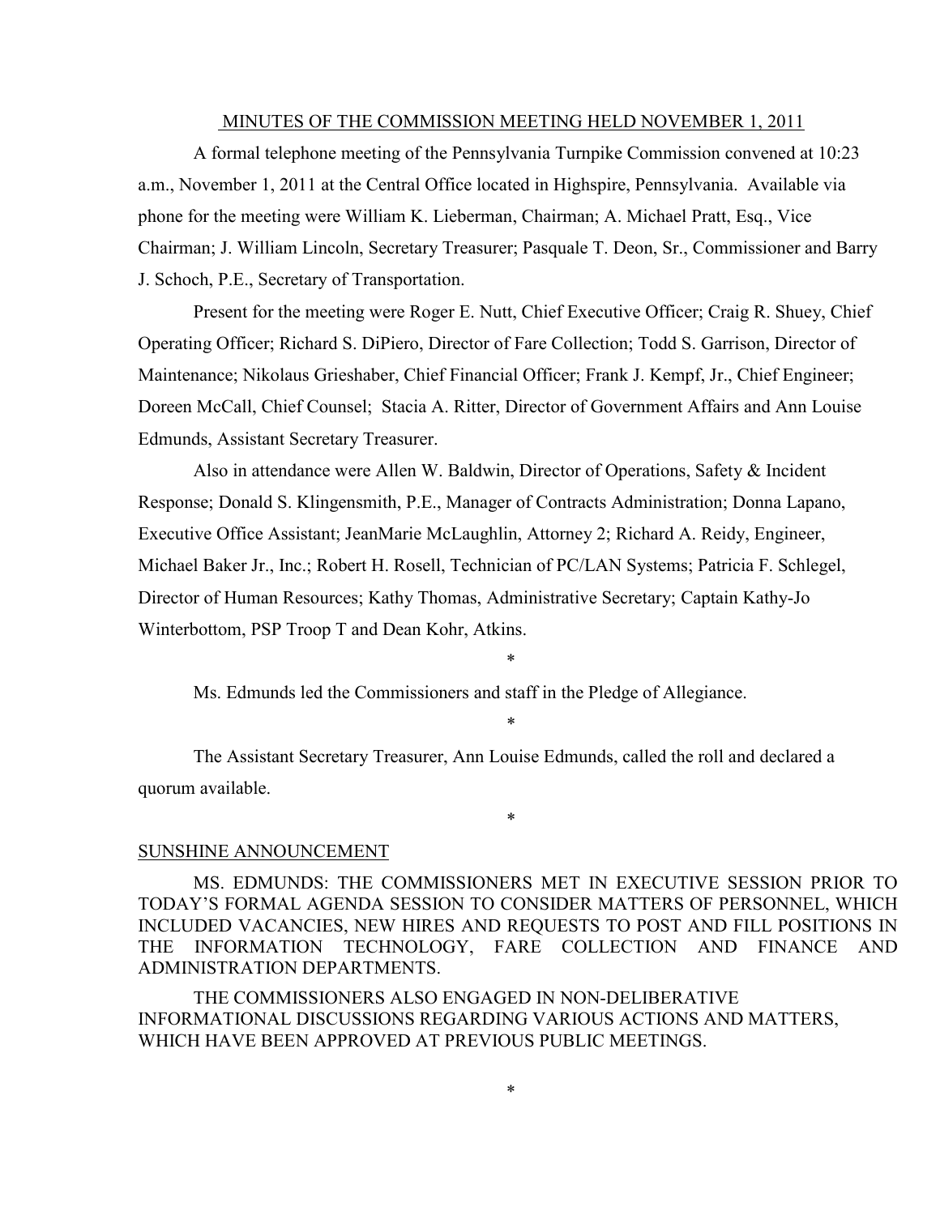MINUTES OF THE COMMISSION MEETING HELD NOVEMBER 1, 2011

A formal telephone meeting of the Pennsylvania Turnpike Commission convened at 10:23 a.m., November 1, 2011 at the Central Office located in Highspire, Pennsylvania. Available via phone for the meeting were William K. Lieberman, Chairman; A. Michael Pratt, Esq., Vice Chairman; J. William Lincoln, Secretary Treasurer; Pasquale T. Deon, Sr., Commissioner and Barry J. Schoch, P.E., Secretary of Transportation.

Present for the meeting were Roger E. Nutt, Chief Executive Officer; Craig R. Shuey, Chief Operating Officer; Richard S. DiPiero, Director of Fare Collection; Todd S. Garrison, Director of Maintenance; Nikolaus Grieshaber, Chief Financial Officer; Frank J. Kempf, Jr., Chief Engineer; Doreen McCall, Chief Counsel; Stacia A. Ritter, Director of Government Affairs and Ann Louise Edmunds, Assistant Secretary Treasurer.

Also in attendance were Allen W. Baldwin, Director of Operations, Safety & Incident Response; Donald S. Klingensmith, P.E., Manager of Contracts Administration; Donna Lapano, Executive Office Assistant; JeanMarie McLaughlin, Attorney 2; Richard A. Reidy, Engineer, Michael Baker Jr., Inc.; Robert H. Rosell, Technician of PC/LAN Systems; Patricia F. Schlegel, Director of Human Resources; Kathy Thomas, Administrative Secretary; Captain Kathy-Jo Winterbottom, PSP Troop T and Dean Kohr, Atkins.

\*

Ms. Edmunds led the Commissioners and staff in the Pledge of Allegiance.

\*

The Assistant Secretary Treasurer, Ann Louise Edmunds, called the roll and declared a quorum available.

\*

SUNSHINE ANNOUNCEMENT

MS. EDMUNDS: THE COMMISSIONERS MET IN EXECUTIVE SESSION PRIOR TO TODAY'S FORMAL AGENDA SESSION TO CONSIDER MATTERS OF PERSONNEL, WHICH INCLUDED VACANCIES, NEW HIRES AND REQUESTS TO POST AND FILL POSITIONS IN THE INFORMATION TECHNOLOGY, FARE COLLECTION AND FINANCE AND ADMINISTRATION DEPARTMENTS.

THE COMMISSIONERS ALSO ENGAGED IN NON-DELIBERATIVE INFORMATIONAL DISCUSSIONS REGARDING VARIOUS ACTIONS AND MATTERS, WHICH HAVE BEEN APPROVED AT PREVIOUS PUBLIC MEETINGS.

\*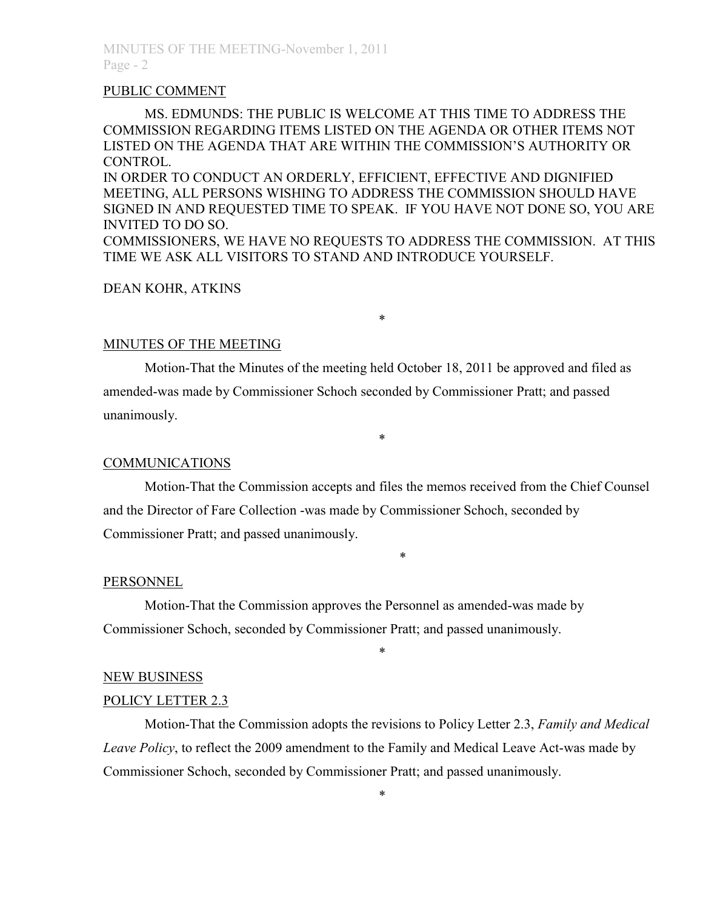PUBLIC COMMENT

MS. EDMUNDS: THE PUBLIC IS WELCOME AT THIS TIME TO ADDRESS THE COMMISSION REGARDING ITEMS LISTED ON THE AGENDA OR OTHER ITEMS NOT LISTED ON THE AGENDA THAT ARE WITHIN THE COMMISSION'S AUTHORITY OR CONTROL.
IN ORDER TO CONDUCT AN ORDERLY, EFFICIENT, EFFECTIVE AND DIGNIFIED MEETING, ALL PERSONS WISHING TO ADDRESS THE COMMISSION SHOULD HAVE SIGNED IN AND REQUESTED TIME TO SPEAK. IF YOU HAVE NOT DONE SO, YOU ARE INVITED TO DO SO.
COMMISSIONERS, WE HAVE NO REQUESTS TO ADDRESS THE COMMISSION. AT THIS TIME WE ASK ALL VISITORS TO STAND AND INTRODUCE YOURSELF.

DEAN KOHR, ATKINS

*

MINUTES OF THE MEETING

Motion-That the Minutes of the meeting held October 18, 2011 be approved and filed as amended-was made by Commissioner Schoch seconded by Commissioner Pratt; and passed unanimously.

*

COMMUNICATIONS

Motion-That the Commission accepts and files the memos received from the Chief Counsel and the Director of Fare Collection -was made by Commissioner Schoch, seconded by Commissioner Pratt; and passed unanimously.

*

PERSONNEL

Motion-That the Commission approves the Personnel as amended-was made by Commissioner Schoch, seconded by Commissioner Pratt; and passed unanimously.

*

NEW BUSINESS

POLICY LETTER 2.3

Motion-That the Commission adopts the revisions to Policy Letter 2.3, *Family and Medical Leave Policy*, to reflect the 2009 amendment to the Family and Medical Leave Act-was made by Commissioner Schoch, seconded by Commissioner Pratt; and passed unanimously.

*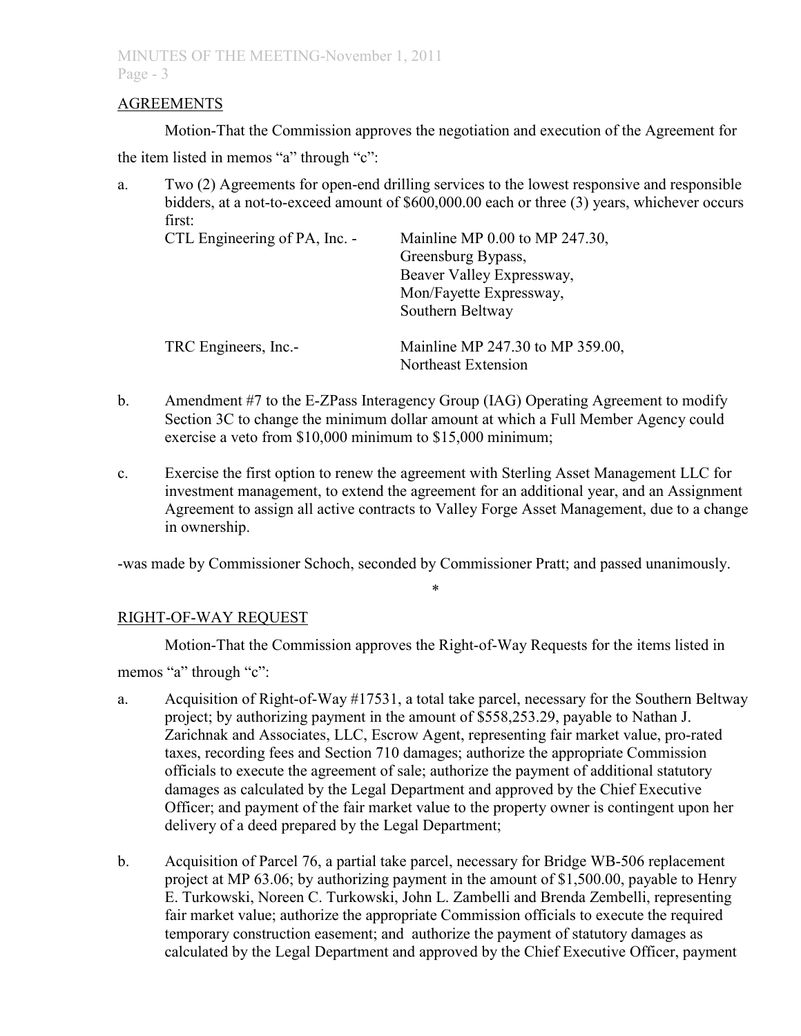## AGREEMENTS

Motion-That the Commission approves the negotiation and execution of the Agreement for the item listed in memos "a" through "c":

a. Two (2) Agreements for open-end drilling services to the lowest responsive and responsible bidders, at a not-to-exceed amount of $600,000.00 each or three (3) years, whichever occurs first:

| | |
|---|---|
| CTL Engineering of PA, Inc. - | Mainline MP 0.00 to MP 247.30, Greensburg Bypass, Beaver Valley Expressway, Mon/Fayette Expressway, Southern Beltway |
| TRC Engineers, Inc.- | Mainline MP 247.30 to MP 359.00, Northeast Extension |

b. Amendment #7 to the E-ZPass Interagency Group (IAG) Operating Agreement to modify Section 3C to change the minimum dollar amount at which a Full Member Agency could exercise a veto from $10,000 minimum to $15,000 minimum;

c. Exercise the first option to renew the agreement with Sterling Asset Management LLC for investment management, to extend the agreement for an additional year, and an Assignment Agreement to assign all active contracts to Valley Forge Asset Management, due to a change in ownership.

-was made by Commissioner Schoch, seconded by Commissioner Pratt; and passed unanimously.

*

## RIGHT-OF-WAY REQUEST

Motion-That the Commission approves the Right-of-Way Requests for the items listed in memos "a" through "c":

a. Acquisition of Right-of-Way #17531, a total take parcel, necessary for the Southern Beltway project; by authorizing payment in the amount of $558,253.29, payable to Nathan J. Zarichnak and Associates, LLC, Escrow Agent, representing fair market value, pro-rated taxes, recording fees and Section 710 damages; authorize the appropriate Commission officials to execute the agreement of sale; authorize the payment of additional statutory damages as calculated by the Legal Department and approved by the Chief Executive Officer; and payment of the fair market value to the property owner is contingent upon her delivery of a deed prepared by the Legal Department;

b. Acquisition of Parcel 76, a partial take parcel, necessary for Bridge WB-506 replacement project at MP 63.06; by authorizing payment in the amount of $1,500.00, payable to Henry E. Turkowski, Noreen C. Turkowski, John L. Zambelli and Brenda Zembelli, representing fair market value; authorize the appropriate Commission officials to execute the required temporary construction easement; and authorize the payment of statutory damages as calculated by the Legal Department and approved by the Chief Executive Officer, payment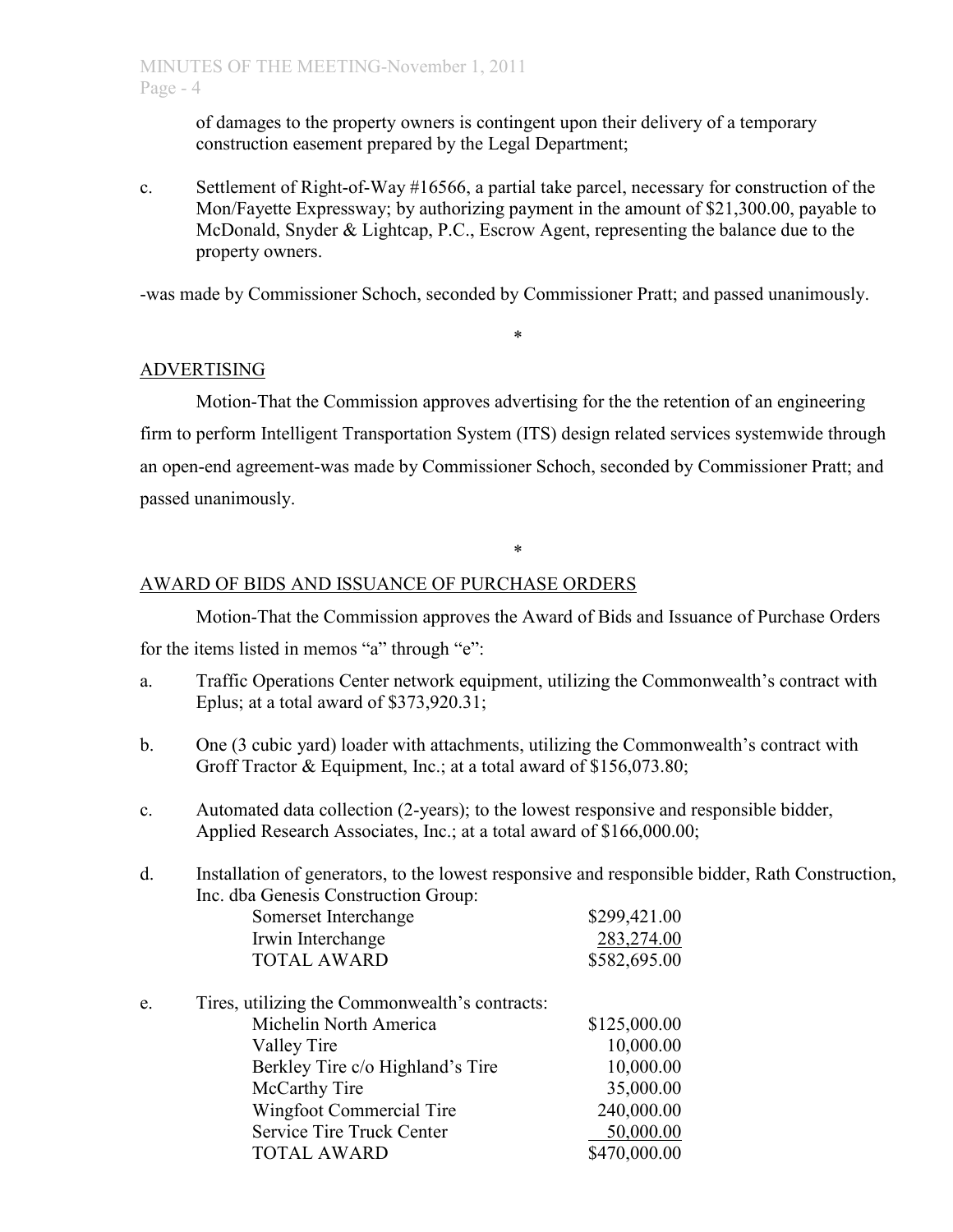of damages to the property owners is contingent upon their delivery of a temporary construction easement prepared by the Legal Department;

c. Settlement of Right-of-Way #16566, a partial take parcel, necessary for construction of the Mon/Fayette Expressway; by authorizing payment in the amount of $21,300.00, payable to McDonald, Snyder & Lightcap, P.C., Escrow Agent, representing the balance due to the property owners.

-was made by Commissioner Schoch, seconded by Commissioner Pratt; and passed unanimously.

*

## ADVERTISING

Motion-That the Commission approves advertising for the the retention of an engineering firm to perform Intelligent Transportation System (ITS) design related services systemwide through an open-end agreement-was made by Commissioner Schoch, seconded by Commissioner Pratt; and passed unanimously.

*

## AWARD OF BIDS AND ISSUANCE OF PURCHASE ORDERS

Motion-That the Commission approves the Award of Bids and Issuance of Purchase Orders for the items listed in memos "a" through "e":

a. Traffic Operations Center network equipment, utilizing the Commonwealth's contract with Eplus; at a total award of $373,920.31;

b. One (3 cubic yard) loader with attachments, utilizing the Commonwealth's contract with Groff Tractor & Equipment, Inc.; at a total award of $156,073.80;

c. Automated data collection (2-years); to the lowest responsive and responsible bidder, Applied Research Associates, Inc.; at a total award of $166,000.00;

d. Installation of generators, to the lowest responsive and responsible bidder, Rath Construction, Inc. dba Genesis Construction Group:

| | |
|---|---|
| Somerset Interchange | $299,421.00 |
| Irwin Interchange | 283,274.00 |
| TOTAL AWARD | $582,695.00 |

e. Tires, utilizing the Commonwealth's contracts:

| | |
|---|---|
| Michelin North America | $125,000.00 |
| Valley Tire | 10,000.00 |
| Berkley Tire c/o Highland's Tire | 10,000.00 |
| McCarthy Tire | 35,000.00 |
| Wingfoot Commercial Tire | 240,000.00 |
| Service Tire Truck Center | 50,000.00 |
| TOTAL AWARD | $470,000.00 |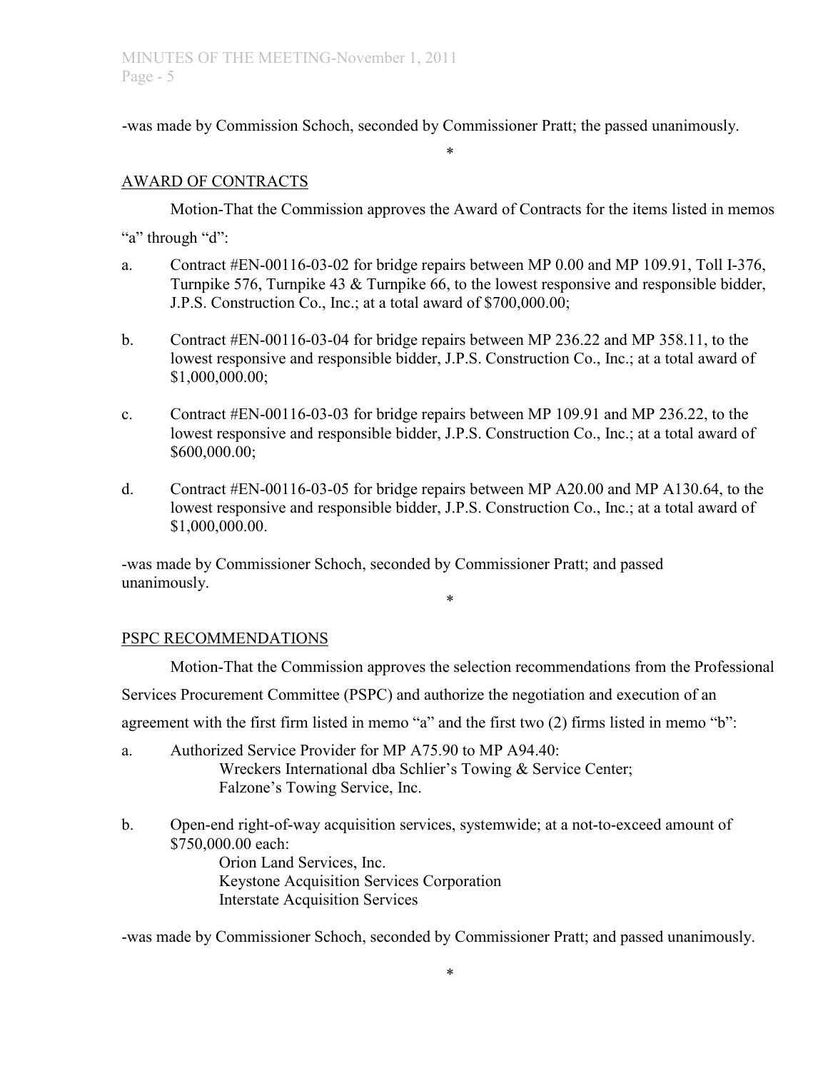-was made by Commission Schoch, seconded by Commissioner Pratt; the passed unanimously.

\*

AWARD OF CONTRACTS

Motion-That the Commission approves the Award of Contracts for the items listed in memos "a" through "d":

a. Contract #EN-00116-03-02 for bridge repairs between MP 0.00 and MP 109.91, Toll I-376, Turnpike 576, Turnpike 43 & Turnpike 66, to the lowest responsive and responsible bidder, J.P.S. Construction Co., Inc.; at a total award of $700,000.00;

b. Contract #EN-00116-03-04 for bridge repairs between MP 236.22 and MP 358.11, to the lowest responsive and responsible bidder, J.P.S. Construction Co., Inc.; at a total award of $1,000,000.00;

c. Contract #EN-00116-03-03 for bridge repairs between MP 109.91 and MP 236.22, to the lowest responsive and responsible bidder, J.P.S. Construction Co., Inc.; at a total award of $600,000.00;

d. Contract #EN-00116-03-05 for bridge repairs between MP A20.00 and MP A130.64, to the lowest responsive and responsible bidder, J.P.S. Construction Co., Inc.; at a total award of $1,000,000.00.

-was made by Commissioner Schoch, seconded by Commissioner Pratt; and passed unanimously.

\*

PSPC RECOMMENDATIONS

Motion-That the Commission approves the selection recommendations from the Professional Services Procurement Committee (PSPC) and authorize the negotiation and execution of an agreement with the first firm listed in memo "a" and the first two (2) firms listed in memo "b":

a. Authorized Service Provider for MP A75.90 to MP A94.40:
   Wreckers International dba Schlier's Towing & Service Center;
   Falzone's Towing Service, Inc.

b. Open-end right-of-way acquisition services, systemwide; at a not-to-exceed amount of $750,000.00 each:
   Orion Land Services, Inc.
   Keystone Acquisition Services Corporation
   Interstate Acquisition Services

-was made by Commissioner Schoch, seconded by Commissioner Pratt; and passed unanimously.

\*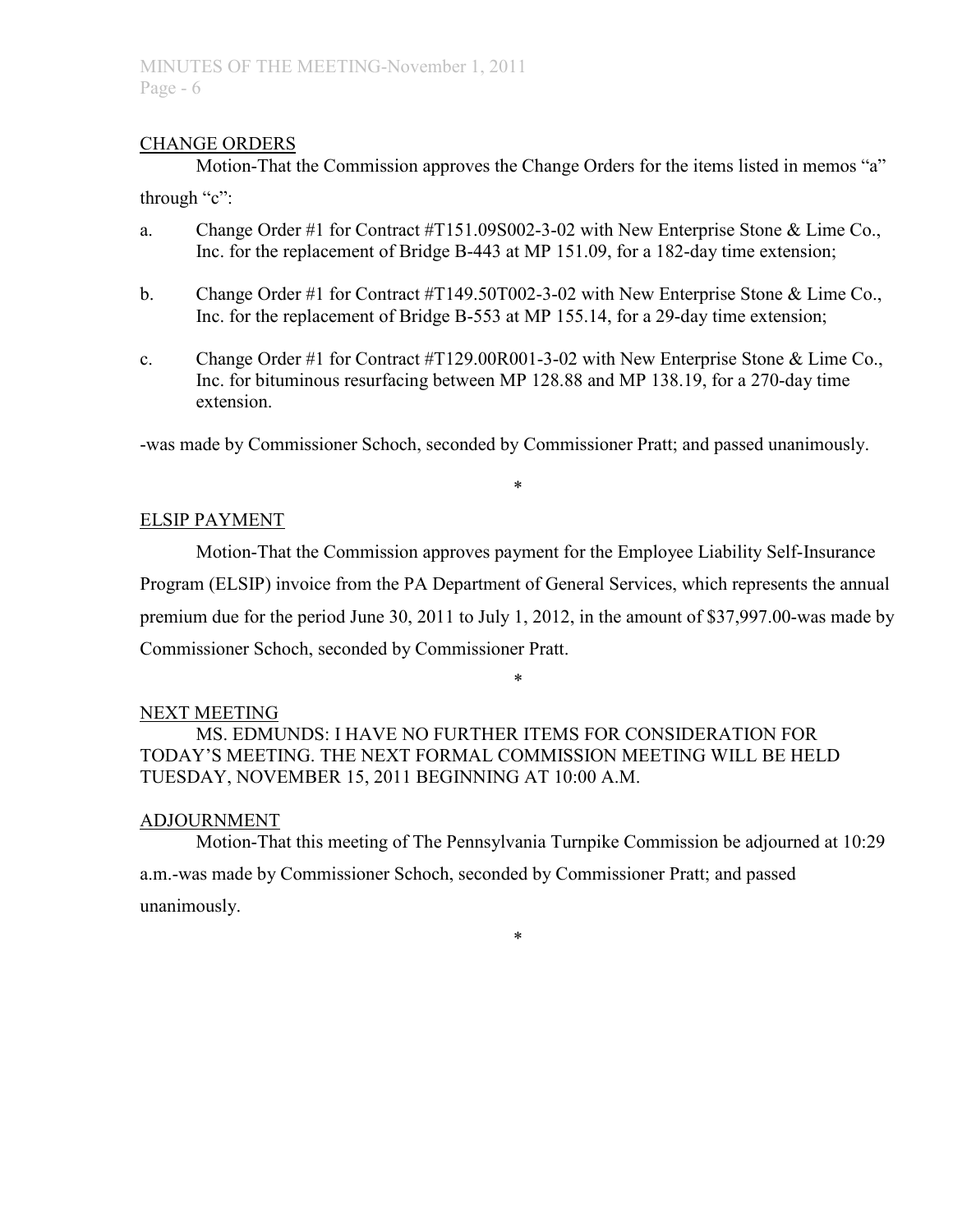## CHANGE ORDERS

Motion-That the Commission approves the Change Orders for the items listed in memos "a" through "c":

a. Change Order #1 for Contract #T151.09S002-3-02 with New Enterprise Stone & Lime Co., Inc. for the replacement of Bridge B-443 at MP 151.09, for a 182-day time extension;

b. Change Order #1 for Contract #T149.50T002-3-02 with New Enterprise Stone & Lime Co., Inc. for the replacement of Bridge B-553 at MP 155.14, for a 29-day time extension;

c. Change Order #1 for Contract #T129.00R001-3-02 with New Enterprise Stone & Lime Co., Inc. for bituminous resurfacing between MP 128.88 and MP 138.19, for a 270-day time extension.

-was made by Commissioner Schoch, seconded by Commissioner Pratt; and passed unanimously.

*

## ELSIP PAYMENT

Motion-That the Commission approves payment for the Employee Liability Self-Insurance Program (ELSIP) invoice from the PA Department of General Services, which represents the annual premium due for the period June 30, 2011 to July 1, 2012, in the amount of $37,997.00-was made by Commissioner Schoch, seconded by Commissioner Pratt.

*

## NEXT MEETING

MS. EDMUNDS: I HAVE NO FURTHER ITEMS FOR CONSIDERATION FOR TODAY'S MEETING. THE NEXT FORMAL COMMISSION MEETING WILL BE HELD TUESDAY, NOVEMBER 15, 2011 BEGINNING AT 10:00 A.M.

## ADJOURNMENT

Motion-That this meeting of The Pennsylvania Turnpike Commission be adjourned at 10:29 a.m.-was made by Commissioner Schoch, seconded by Commissioner Pratt; and passed unanimously.

*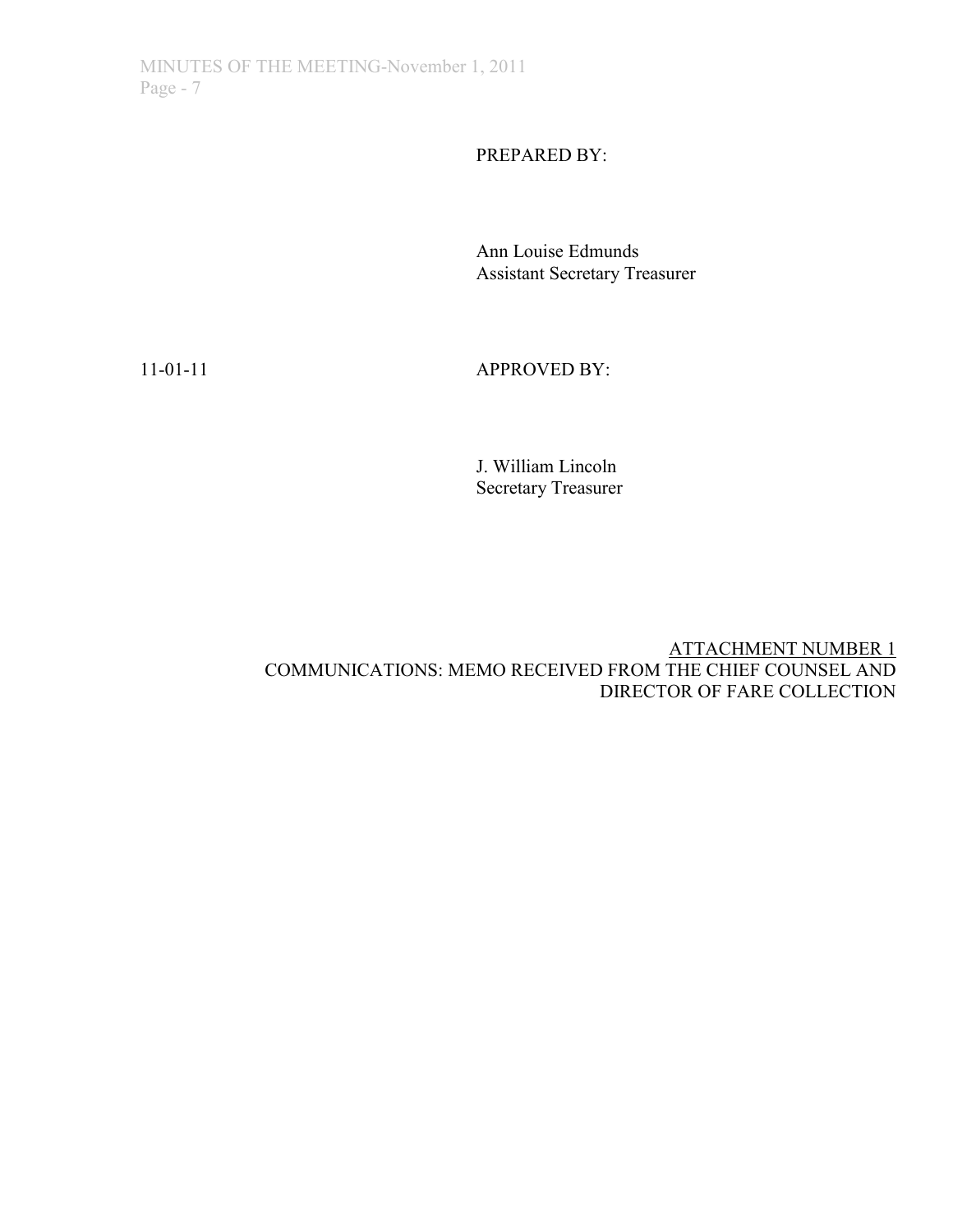PREPARED BY:

Ann Louise Edmunds
Assistant Secretary Treasurer

11-01-11

APPROVED BY:

J. William Lincoln
Secretary Treasurer

ATTACHMENT NUMBER 1
COMMUNICATIONS: MEMO RECEIVED FROM THE CHIEF COUNSEL AND DIRECTOR OF FARE COLLECTION